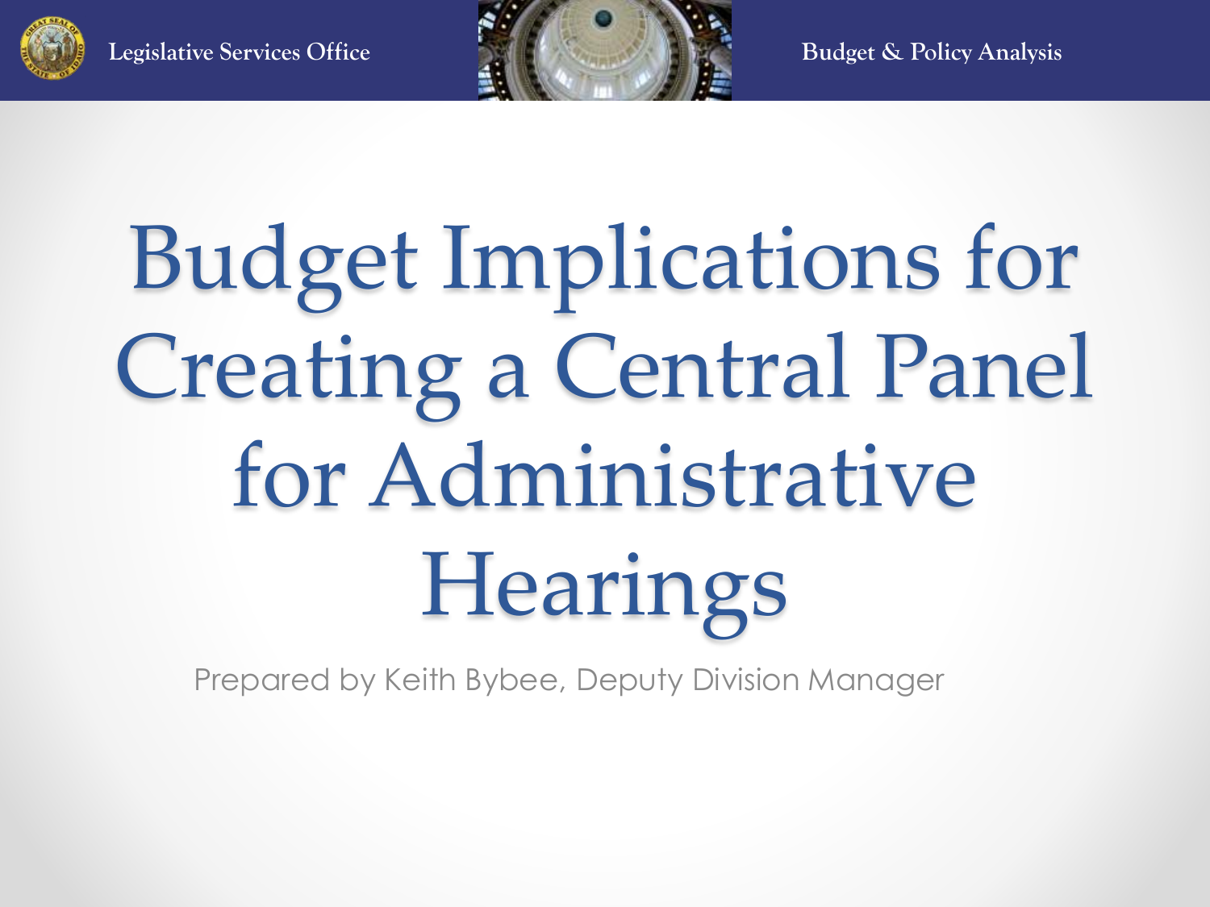# Budget Implications for Creating a Central Panel for Administrative Hearings

Prepared by Keith Bybee, Deputy Division Manager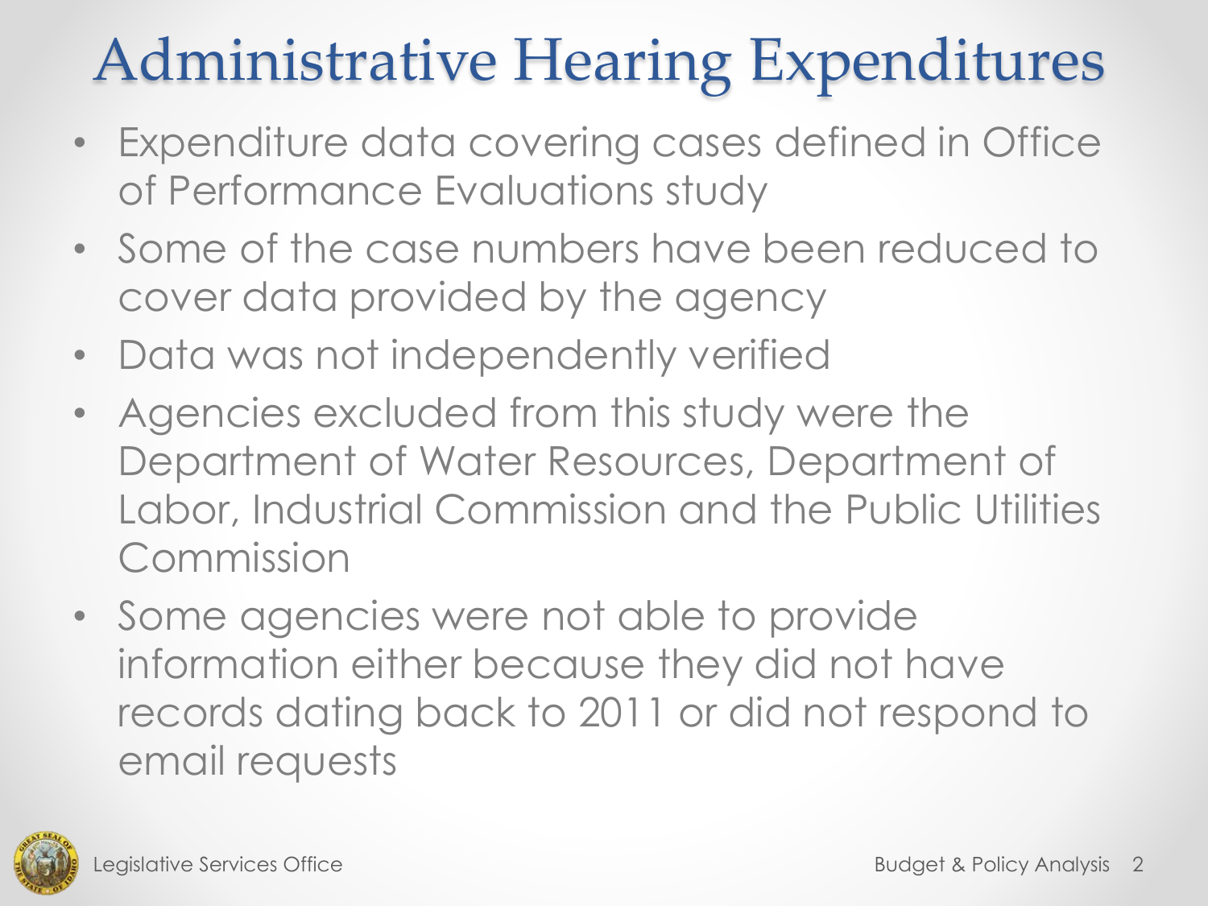# Administrative Hearing Expenditures

- Expenditure data covering cases defined in Office of Performance Evaluations study
- Some of the case numbers have been reduced to cover data provided by the agency
- Data was not independently verified
- Agencies excluded from this study were the Department of Water Resources, Department of Labor, Industrial Commission and the Public Utilities Commission
- Some agencies were not able to provide information either because they did not have records dating back to 2011 or did not respond to email requests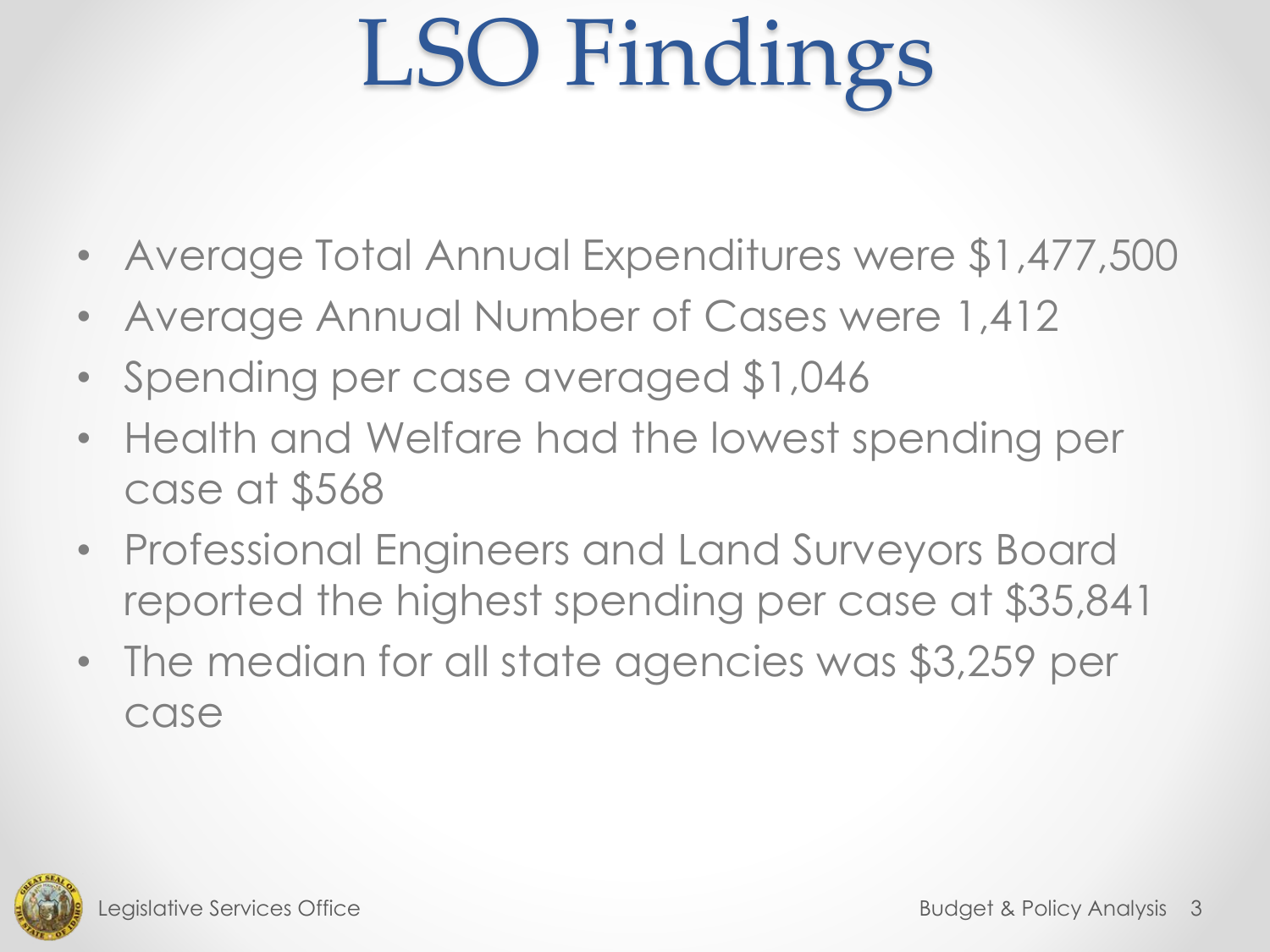# LSO Findings

- Average Total Annual Expenditures were $1,477,500
- Average Annual Number of Cases were 1,412
- Spending per case averaged $1,046
- Health and Welfare had the lowest spending per case at $568
- Professional Engineers and Land Surveyors Board reported the highest spending per case at $35,841
- The median for all state agencies was $3,259 per case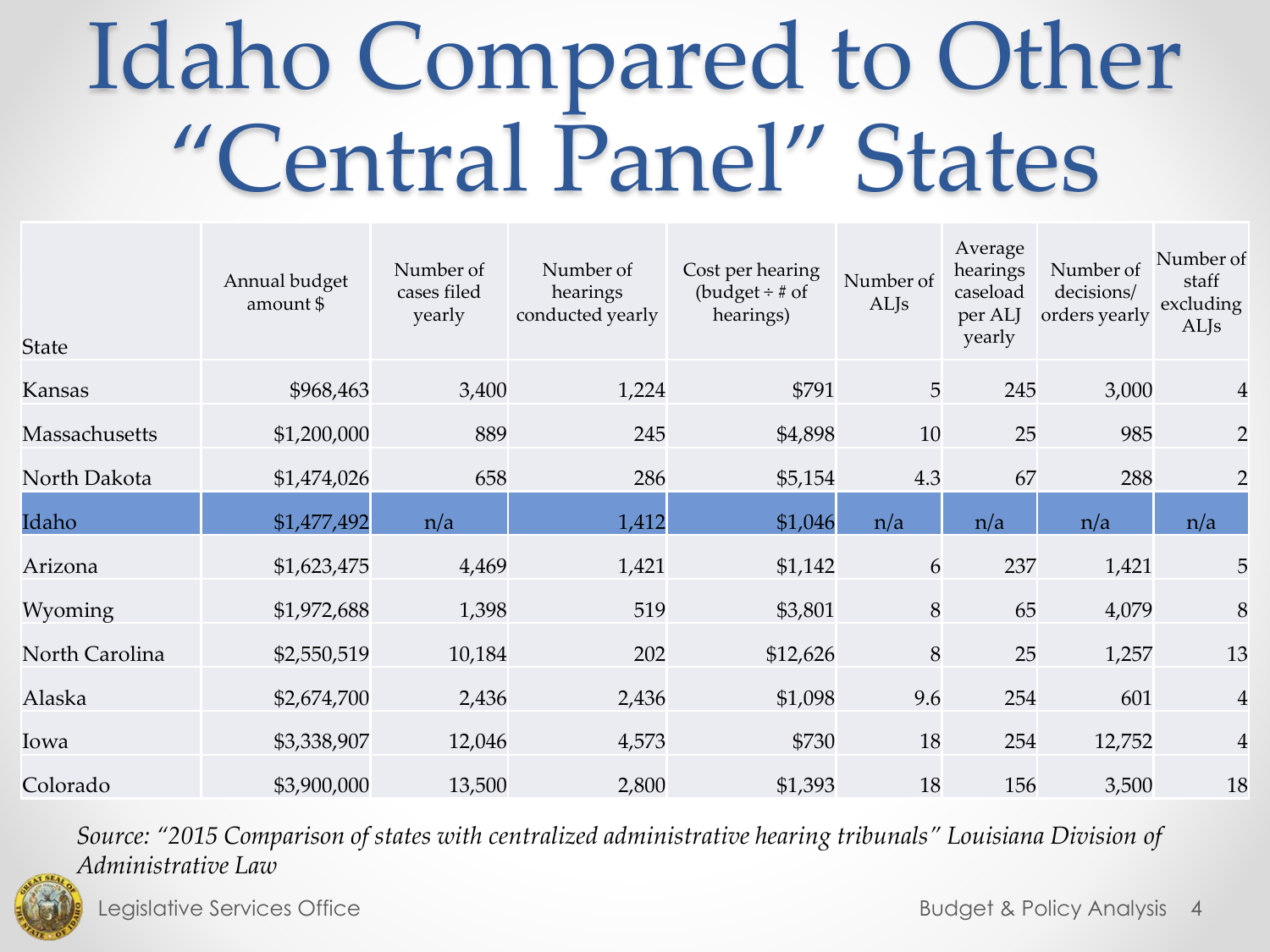# Idaho Compared to Other "Central Panel" States

| State | Annual budget amount $ | Number of cases filed yearly | Number of hearings conducted yearly | Cost per hearing (budget ÷ # of hearings) | Number of ALJs | Average hearings caseload per ALJ yearly | Number of decisions/ orders yearly | Number of staff excluding ALJs |
|---|---|---|---|---|---|---|---|---|
| Kansas | $968,463 | 3,400 | 1,224 | $791 | 5 | 245 | 3,000 | 4 |
| Massachusetts | $1,200,000 | 889 | 245 | $4,898 | 10 | 25 | 985 | 2 |
| North Dakota | $1,474,026 | 658 | 286 | $5,154 | 4.3 | 67 | 288 | 2 |
| Idaho | $1,477,492 | n/a | 1,412 | $1,046 | n/a | n/a | n/a | n/a |
| Arizona | $1,623,475 | 4,469 | 1,421 | $1,142 | 6 | 237 | 1,421 | 5 |
| Wyoming | $1,972,688 | 1,398 | 519 | $3,801 | 8 | 65 | 4,079 | 8 |
| North Carolina | $2,550,519 | 10,184 | 202 | $12,626 | 8 | 25 | 1,257 | 13 |
| Alaska | $2,674,700 | 2,436 | 2,436 | $1,098 | 9.6 | 254 | 601 | 4 |
| Iowa | $3,338,907 | 12,046 | 4,573 | $730 | 18 | 254 | 12,752 | 4 |
| Colorado | $3,900,000 | 13,500 | 2,800 | $1,393 | 18 | 156 | 3,500 | 18 |

*Source: "2015 Comparison of states with centralized administrative hearing tribunals" Louisiana Division of Administrative Law*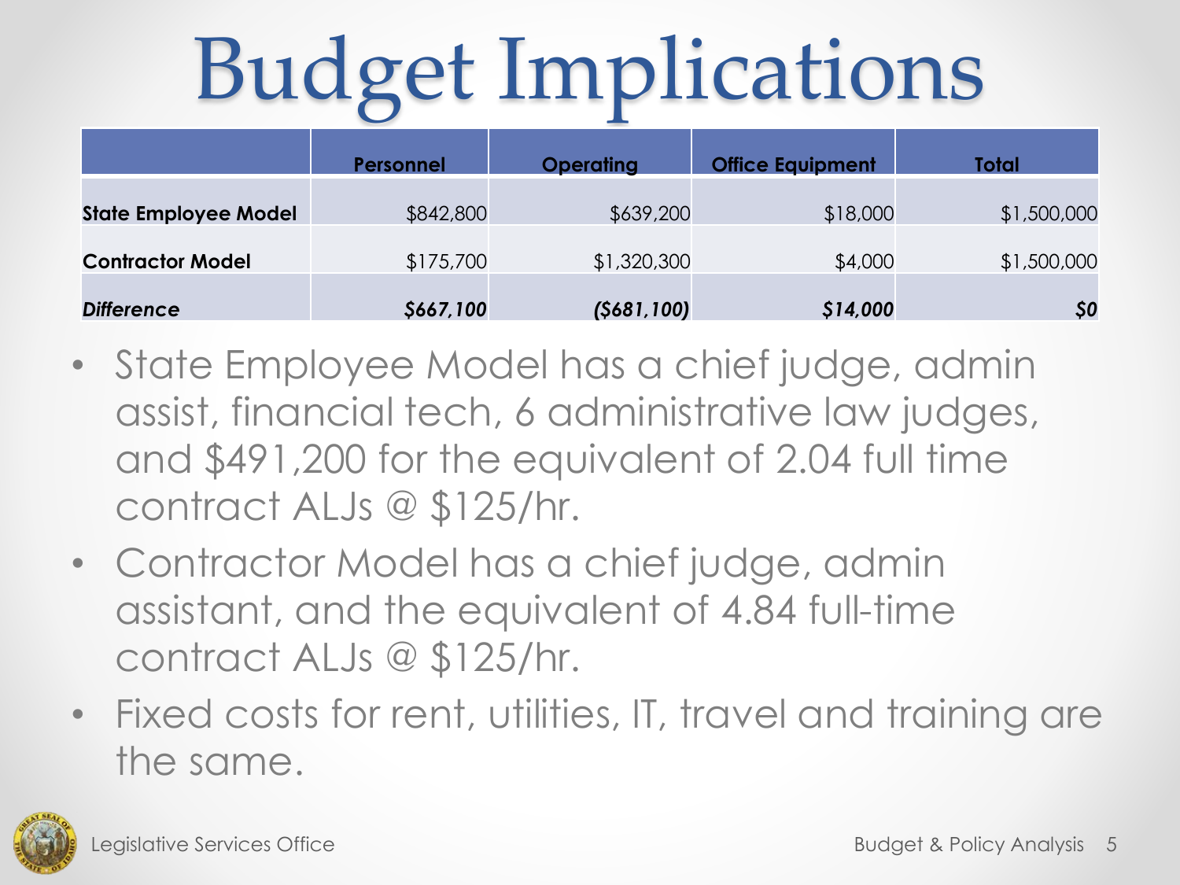# Budget Implications

| | Personnel | Operating | Office Equipment | Total |
|---|---|---|---|---|
| **State Employee Model** | $842,800 | $639,200 | $18,000 | $1,500,000 |
| **Contractor Model** | $175,700 | $1,320,300 | $4,000 | $1,500,000 |
| ***Difference*** | ***$667,100*** | ***($681,100)*** | ***$14,000*** | ***$0*** |

- State Employee Model has a chief judge, admin assist, financial tech, 6 administrative law judges, and $491,200 for the equivalent of 2.04 full time contract ALJs @ $125/hr.
- Contractor Model has a chief judge, admin assistant, and the equivalent of 4.84 full-time contract ALJs @ $125/hr.
- Fixed costs for rent, utilities, IT, travel and training are the same.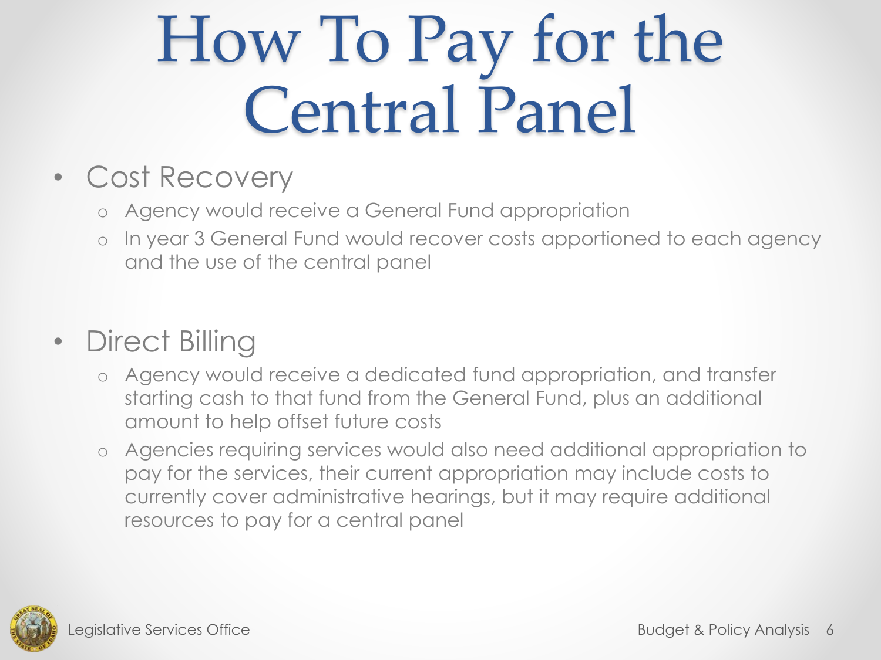# How To Pay for the Central Panel

- Cost Recovery
  - Agency would receive a General Fund appropriation
  - In year 3 General Fund would recover costs apportioned to each agency and the use of the central panel

- Direct Billing
  - Agency would receive a dedicated fund appropriation, and transfer starting cash to that fund from the General Fund, plus an additional amount to help offset future costs
  - Agencies requiring services would also need additional appropriation to pay for the services, their current appropriation may include costs to currently cover administrative hearings, but it may require additional resources to pay for a central panel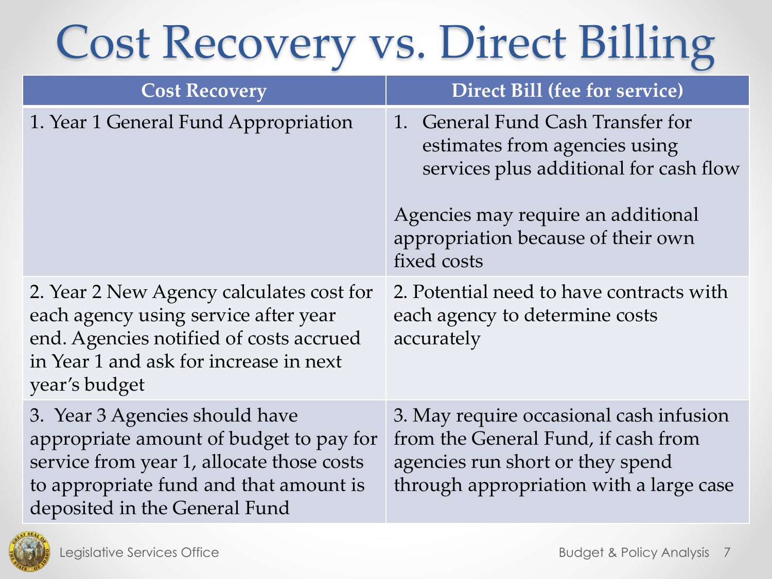# Cost Recovery vs. Direct Billing

| Cost Recovery | Direct Bill (fee for service) |
|---|---|
| 1. Year 1 General Fund Appropriation | 1. General Fund Cash Transfer for estimates from agencies using services plus additional for cash flow<br><br>Agencies may require an additional appropriation because of their own fixed costs |
| 2. Year 2 New Agency calculates cost for each agency using service after year end. Agencies notified of costs accrued in Year 1 and ask for increase in next year's budget | 2. Potential need to have contracts with each agency to determine costs accurately |
| 3. Year 3 Agencies should have appropriate amount of budget to pay for service from year 1, allocate those costs to appropriate fund and that amount is deposited in the General Fund | 3. May require occasional cash infusion from the General Fund, if cash from agencies run short or they spend through appropriation with a large case |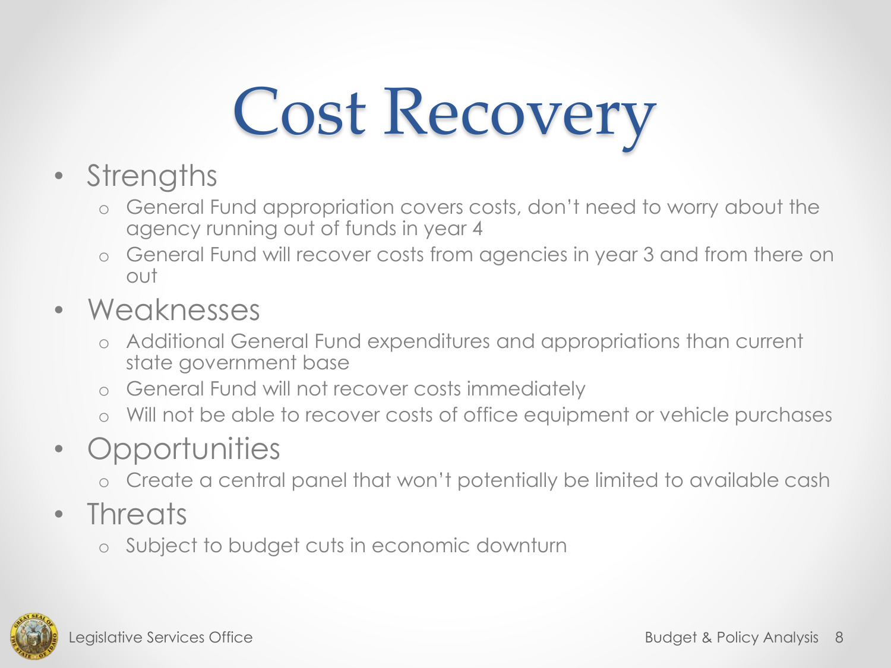# Cost Recovery

- Strengths
  - General Fund appropriation covers costs, don't need to worry about the agency running out of funds in year 4
  - General Fund will recover costs from agencies in year 3 and from there on out
- Weaknesses
  - Additional General Fund expenditures and appropriations than current state government base
  - General Fund will not recover costs immediately
  - Will not be able to recover costs of office equipment or vehicle purchases
- Opportunities
  - Create a central panel that won't potentially be limited to available cash
- Threats
  - Subject to budget cuts in economic downturn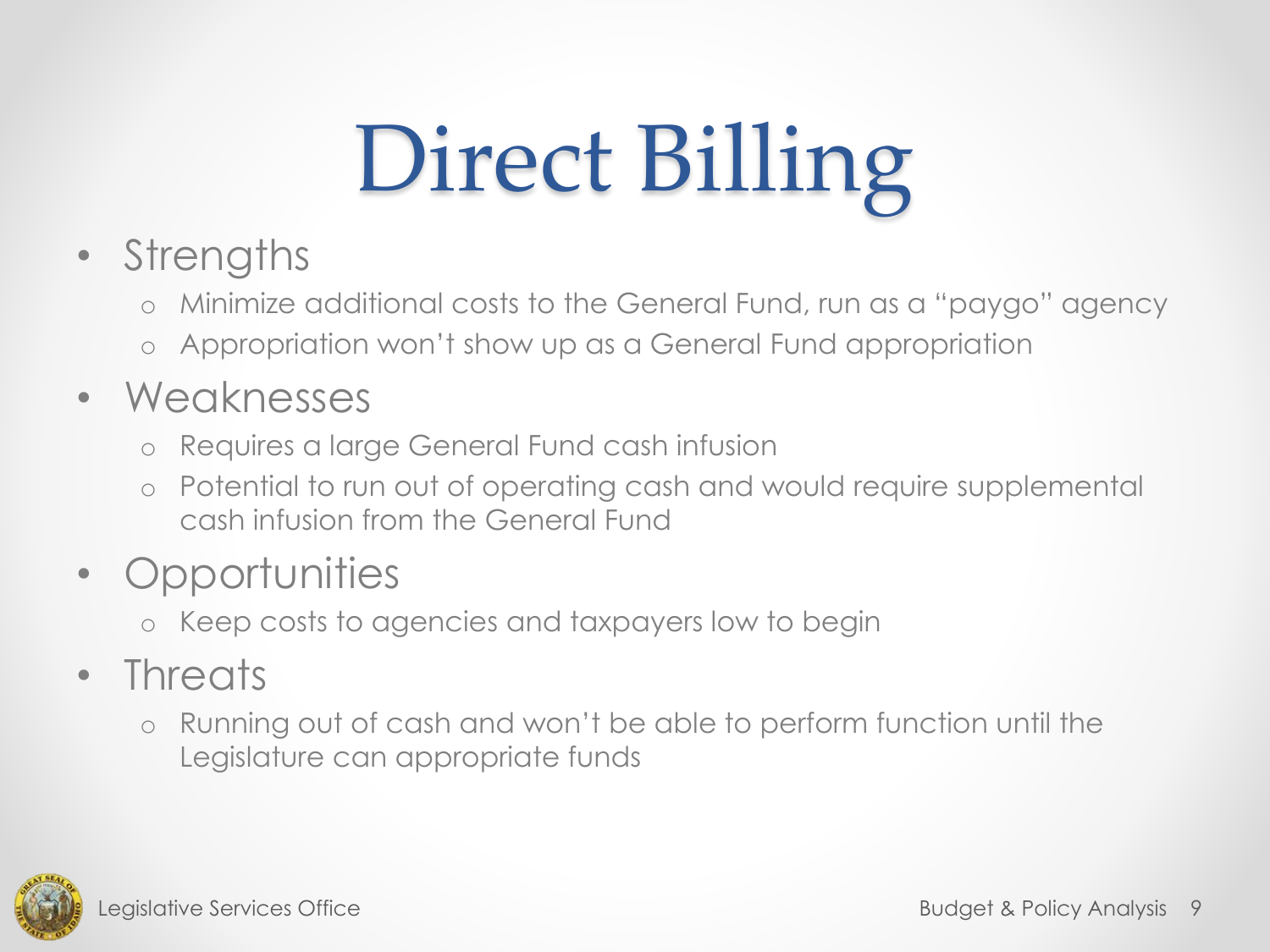# Direct Billing

- Strengths
  - Minimize additional costs to the General Fund, run as a "paygo" agency
  - Appropriation won't show up as a General Fund appropriation
- Weaknesses
  - Requires a large General Fund cash infusion
  - Potential to run out of operating cash and would require supplemental cash infusion from the General Fund
- Opportunities
  - Keep costs to agencies and taxpayers low to begin
- Threats
  - Running out of cash and won't be able to perform function until the Legislature can appropriate funds